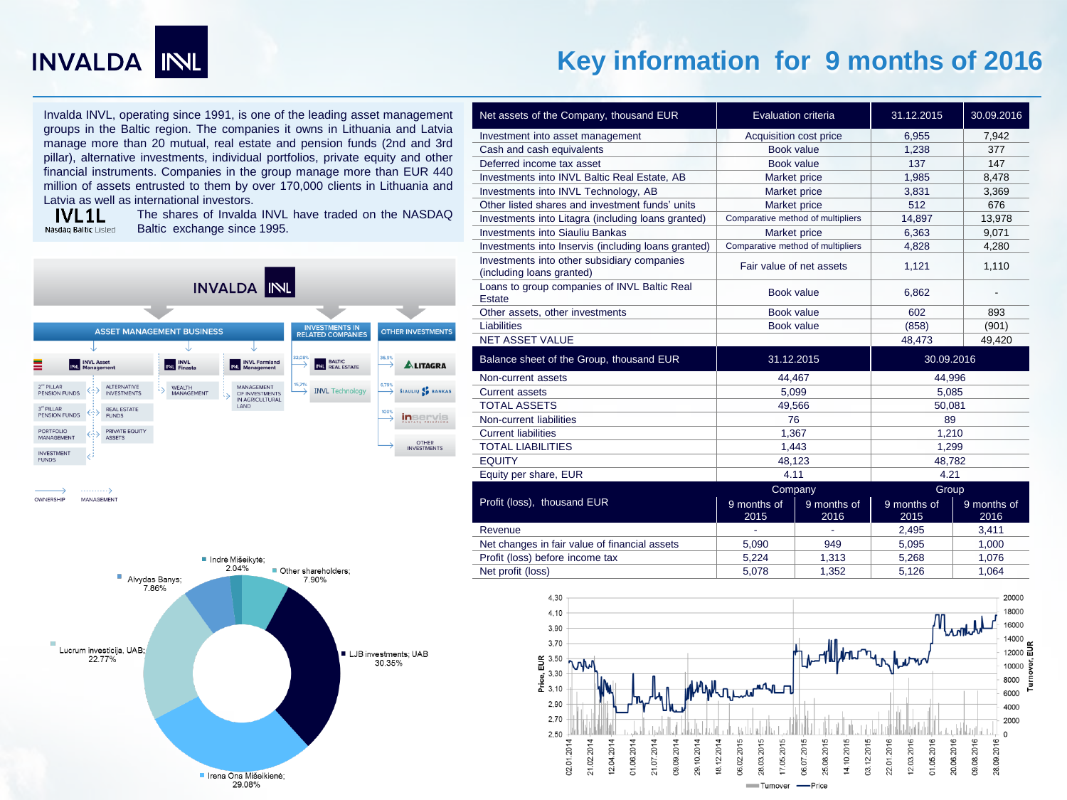# INVALDA INVL

## Key information for 9 months of 2016

Invalda INVL, operating since 1991, is one of the leading asset management groups in the Baltic region. The companies it owns in Lithuania and Latvia manage more than 20 mutual, real estate and pension funds (2nd and 3rd pillar), alternative investments, individual portfolios, private equity and other financial instruments. Companies in the group manage more than EUR 440 million of assets entrusted to them by over 170,000 clients in Lithuania and Latvia as well as international investors.

**IVL1L** Nasdaq Baltic Listed

The shares of Invalda INVL have traded on the NASDAQ Baltic exchange since 1995.

INVALDA INVL

- ASSET MANAGEMENT BUSINESS
  - INVL Asset Management
    - 2nd PILLAR PENSION FUNDS
    - 3rd PILLAR PENSION FUNDS
    - PORTFOLIO MANAGEMENT
    - INVESTMENT FUNDS
    - ALTERNATIVE INVESTMENTS
    - REAL ESTATE FUNDS
    - PRIVATE EQUITY ASSETS
  - INVL Finasta
    - WEALTH MANAGEMENT
  - INVL Farmland Management
    - MANAGEMENT OF INVESTMENTS IN AGRICULTURAL LAND
- INVESTMENTS IN RELATED COMPANIES
  - 32.08% BALTIC REAL ESTATE
  - 15.7% INVL Technology
- OTHER INVESTMENTS
  - 36.9% LITAGRA
  - 6.79% ŠIAULIŲ BANKAS
  - 100% inservis
  - OTHER INVESTMENTS

OWNERSHIP — MANAGEMENT

Shareholders:

- LJB investments, UAB; 30.35%
- Irena Ona Mišeikienė; 29.08%
- Lucrum investicija, UAB; 22.77%
- Alvydas Banys; 7.86%
- Indrė Mišeikytė; 2.04%
- Other shareholders; 7.90%

| Net assets of the Company, thousand EUR | Evaluation criteria | 31.12.2015 | 30.09.2016 |
|---|---|---|---|
| Investment into asset management | Acquisition cost price | 6,955 | 7,942 |
| Cash and cash equivalents | Book value | 1,238 | 377 |
| Deferred income tax asset | Book value | 137 | 147 |
| Investments into INVL Baltic Real Estate, AB | Market price | 1,985 | 8,478 |
| Investments into INVL Technology, AB | Market price | 3,831 | 3,369 |
| Other listed shares and investment funds' units | Market price | 512 | 676 |
| Investments into Litagra (including loans granted) | Comparative method of multipliers | 14,897 | 13,978 |
| Investments into Siauliu Bankas | Market price | 6,363 | 9,071 |
| Investments into Inservis (including loans granted) | Comparative method of multipliers | 4,828 | 4,280 |
| Investments into other subsidiary companies (including loans granted) | Fair value of net assets | 1,121 | 1,110 |
| Loans to group companies of INVL Baltic Real Estate | Book value | 6,862 | - |
| Other assets, other investments | Book value | 602 | 893 |
| Liabilities | Book value | (858) | (901) |
| NET ASSET VALUE | | 48,473 | 49,420 |

| Balance sheet of the Group, thousand EUR | 31.12.2015 | 30.09.2016 |
|---|---|---|
| Non-current assets | 44,467 | 44,996 |
| Current assets | 5,099 | 5,085 |
| TOTAL ASSETS | 49,566 | 50,081 |
| Non-current liabilities | 76 | 89 |
| Current liabilities | 1,367 | 1,210 |
| TOTAL LIABILITIES | 1,443 | 1,299 |
| EQUITY | 48,123 | 48,782 |
| Equity per share, EUR | 4.11 | 4.21 |

| Profit (loss), thousand EUR | Company | | Group | |
|---|---|---|---|---|
| | 9 months of 2015 | 9 months of 2016 | 9 months of 2015 | 9 months of 2016 |
| Revenue | - | - | 2,495 | 3,411 |
| Net changes in fair value of financial assets | 5,090 | 949 | 5,095 | 1,000 |
| Profit (loss) before income tax | 5,224 | 1,313 | 5,268 | 1,076 |
| Net profit (loss) | 5,078 | 1,352 | 5,126 | 1,064 |

Price, EUR / Turnover, EUR (02.01.2014 – 28.09.2016) — Turnover, Price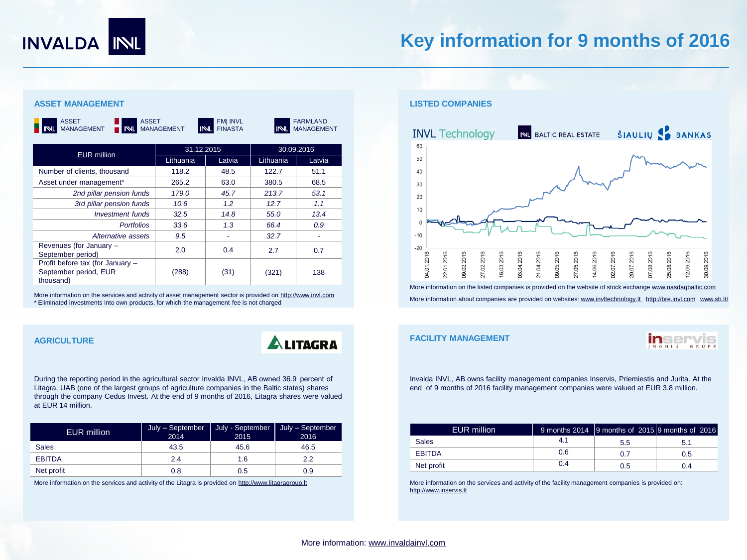# Key information for 9 months of 2016

## ASSET MANAGEMENT

ASSET MANAGEMENT ASSET MANAGEMENT FMĮ INVL FINASTA FARMLAND MANAGEMENT

| EUR million | 31.12.2015 | | 30.09.2016 | |
|---|---|---|---|---|
| | Lithuania | Latvia | Lithuania | Latvia |
| Number of clients, thousand | 118.2 | 48.5 | 122.7 | 51.1 |
| Asset under management* | 265.2 | 63.0 | 380.5 | 68.5 |
| *2nd pillar pension funds* | *179.0* | *45.7* | *213.7* | *53.1* |
| *3rd pillar pension funds* | *10.6* | *1.2* | *12.7* | *1.1* |
| *Investment funds* | *32.5* | *14.8* | *55.0* | *13.4* |
| *Portfolios* | *33.6* | *1.3* | *66.4* | *0.9* |
| *Alternative assets* | *9.5* | *-* | *32.7* | *-* |
| Revenues (for January – September period) | 2.0 | 0.4 | 2.7 | 0.7 |
| Profit before tax (for January – September period, EUR thousand) | (288) | (31) | (321) | 138 |

More information on the services and activity of asset management sector is provided on http://www.invl.com
* Eliminated investments into own products, for which the management fee is not charged

## LISTED COMPANIES

INVL Technology BALTIC REAL ESTATE ŠIAULIŲ BANKAS

60
50
40
30
20
10
0
-10
-20

04.01.2016 22.01.2016 09.02.2016 27.02.2016 16.03.2016 03.04.2016 21.04.2016 09.05.2016 27.05.2016 14.06.2016 02.07.2016 20.07.2016 07.08.2016 25.08.2016 12.09.2016 30.09.2016

More information on the listed companies is provided on the website of stock exchange www.nasdaqbaltic.com

More information about companies are provided on websites: www.invltechnology.lt http://bre.invl.com www.sb.lt/

## AGRICULTURE

LITAGRA

During the reporting period in the agricultural sector Invalda INVL, AB owned 36.9 percent of Litagra, UAB (one of the largest groups of agriculture companies in the Baltic states) shares through the company Cedus Invest. At the end of 9 months of 2016, Litagra shares were valued at EUR 14 million.

| EUR million | July – September 2014 | July - September 2015 | July – September 2016 |
|---|---|---|---|
| Sales | 43.5 | 45.6 | 46.5 |
| EBITDA | 2.4 | 1.6 | 2.2 |
| Net profit | 0.8 | 0.5 | 0.9 |

More information on the services and activity of the Litagra is provided on http://www.litagragroup.lt

## FACILITY MANAGEMENT

inservis ĮMONIŲ GRUPĖ

Invalda INVL, AB owns facility management companies Inservis, Priemiestis and Jurita. At the end of 9 months of 2016 facility management companies were valued at EUR 3.8 million.

| EUR million | 9 months 2014 | 9 months of 2015 | 9 months of 2016 |
|---|---|---|---|
| Sales | 4.1 | 5.5 | 5.1 |
| EBITDA | 0.6 | 0.7 | 0.5 |
| Net profit | 0.4 | 0.5 | 0.4 |

More information on the services and activity of the facility management companies is provided on: http://www.inservis.lt

More information: www.invaldainvl.com